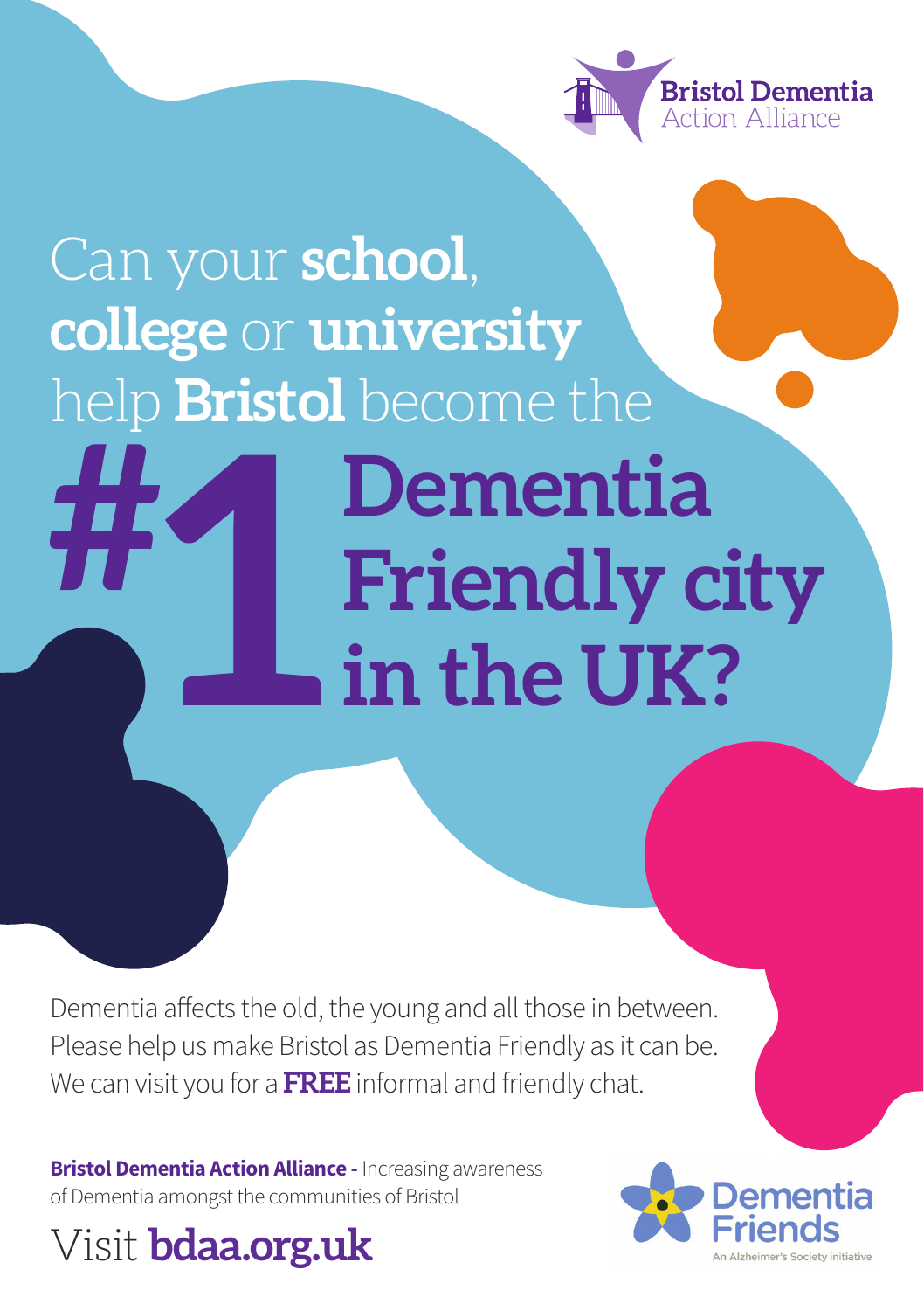Bristol Dementia Action Alliance

# Can your **school**, **college** or **university** help **Bristol** become the #1 Dementia Friendly city in the UK?

Dementia affects the old, the young and all those in between. Please help us make Bristol as Dementia Friendly as it can be. We can visit you for a **FREE** informal and friendly chat.

**Bristol Dementia Action Alliance -** Increasing awareness of Dementia amongst the communities of Bristol

Visit **bdaa.org.uk**

Dementia Friends
An Alzheimer's Society initiative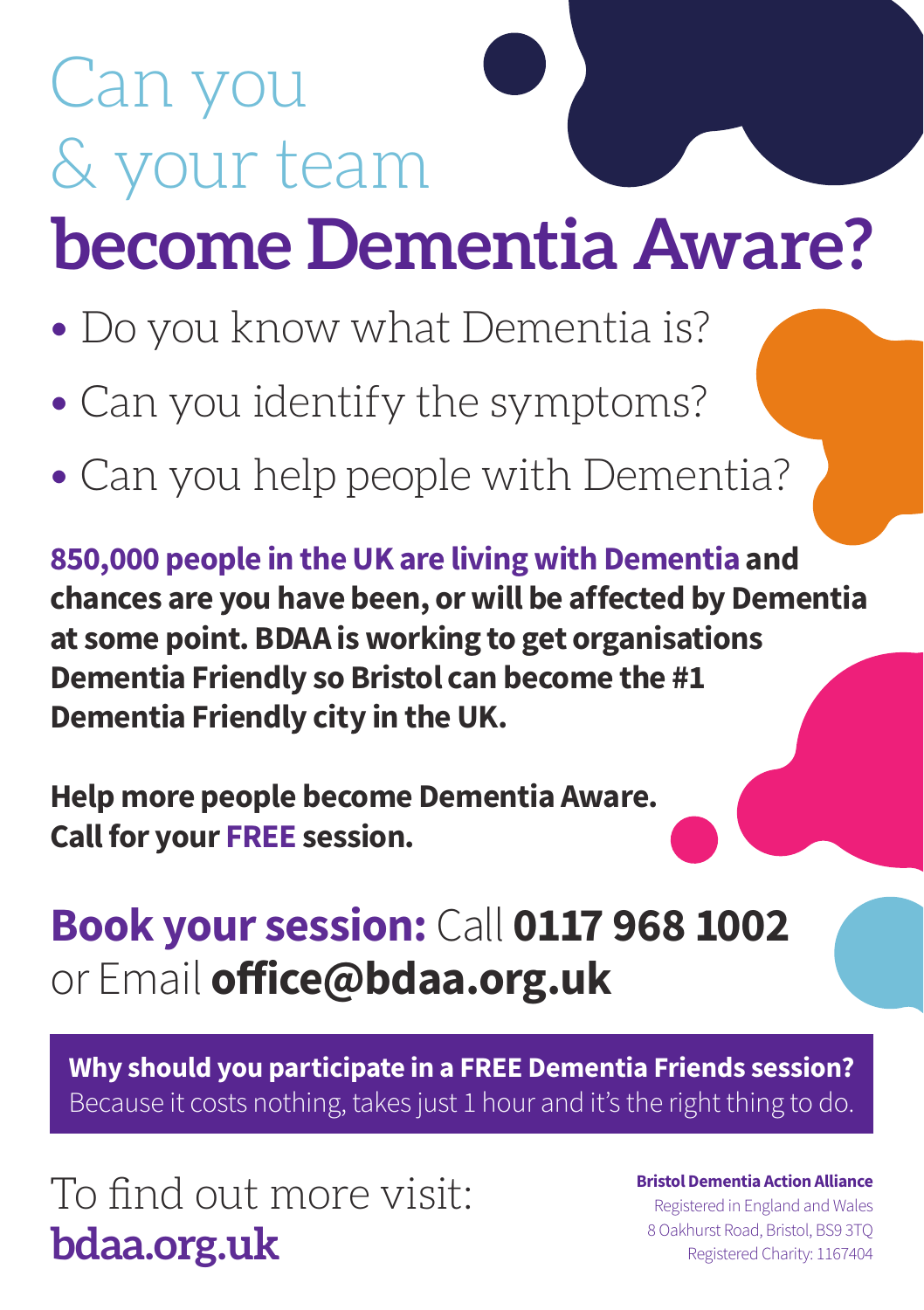# Can you & your team **become Dementia Aware?**

- Do you know what Dementia is?
- Can you identify the symptoms?
- Can you help people with Dementia?

**850,000 people in the UK are living with Dementia and chances are you have been, or will be affected by Dementia at some point. BDAA is working to get organisations Dementia Friendly so Bristol can become the #1 Dementia Friendly city in the UK.**

**Help more people become Dementia Aware. Call for your FREE session.**

## **Book your session:** Call **0117 968 1002** or Email **office@bdaa.org.uk**

**Why should you participate in a FREE Dementia Friends session?**
Because it costs nothing, takes just 1 hour and it's the right thing to do.

To find out more visit:
**bdaa.org.uk**

**Bristol Dementia Action Alliance**
Registered in England and Wales
8 Oakhurst Road, Bristol, BS9 3TQ
Registered Charity: 1167404